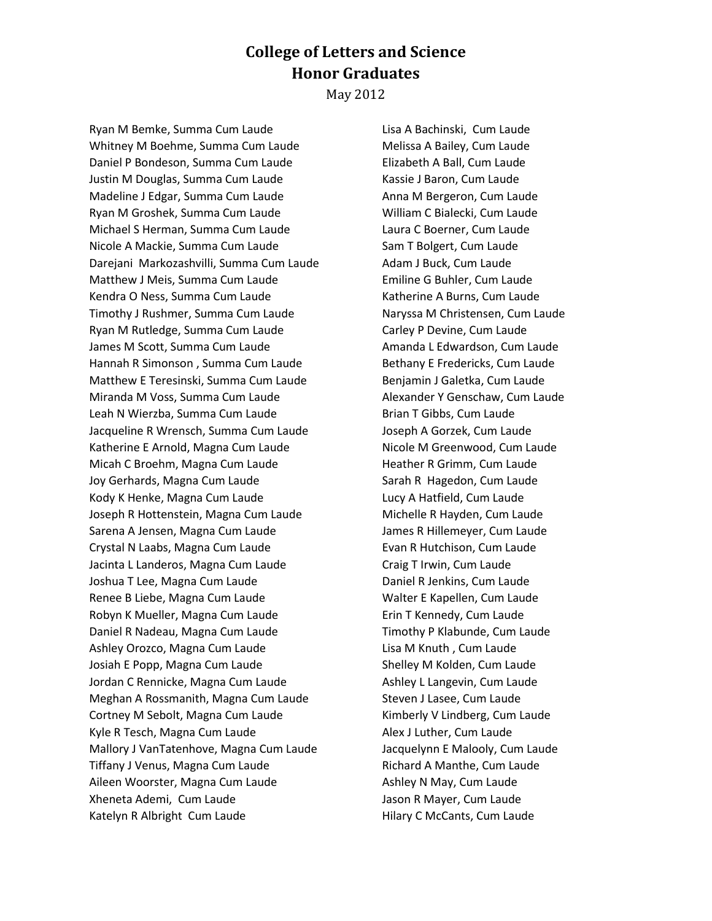# College of Letters and Science
# Honor Graduates

May 2012

Ryan M Bemke, Summa Cum Laude
Whitney M Boehme, Summa Cum Laude
Daniel P Bondeson, Summa Cum Laude
Justin M Douglas, Summa Cum Laude
Madeline J Edgar, Summa Cum Laude
Ryan M Groshek, Summa Cum Laude
Michael S Herman, Summa Cum Laude
Nicole A Mackie, Summa Cum Laude
Darejani Markozashvilli, Summa Cum Laude
Matthew J Meis, Summa Cum Laude
Kendra O Ness, Summa Cum Laude
Timothy J Rushmer, Summa Cum Laude
Ryan M Rutledge, Summa Cum Laude
James M Scott, Summa Cum Laude
Hannah R Simonson , Summa Cum Laude
Matthew E Teresinski, Summa Cum Laude
Miranda M Voss, Summa Cum Laude
Leah N Wierzba, Summa Cum Laude
Jacqueline R Wrensch, Summa Cum Laude
Katherine E Arnold, Magna Cum Laude
Micah C Broehm, Magna Cum Laude
Joy Gerhards, Magna Cum Laude
Kody K Henke, Magna Cum Laude
Joseph R Hottenstein, Magna Cum Laude
Sarena A Jensen, Magna Cum Laude
Crystal N Laabs, Magna Cum Laude
Jacinta L Landeros, Magna Cum Laude
Joshua T Lee, Magna Cum Laude
Renee B Liebe, Magna Cum Laude
Robyn K Mueller, Magna Cum Laude
Daniel R Nadeau, Magna Cum Laude
Ashley Orozco, Magna Cum Laude
Josiah E Popp, Magna Cum Laude
Jordan C Rennicke, Magna Cum Laude
Meghan A Rossmanith, Magna Cum Laude
Cortney M Sebolt, Magna Cum Laude
Kyle R Tesch, Magna Cum Laude
Mallory J VanTatenhove, Magna Cum Laude
Tiffany J Venus, Magna Cum Laude
Aileen Woorster, Magna Cum Laude
Xheneta Ademi, Cum Laude
Katelyn R Albright Cum Laude
Lisa A Bachinski, Cum Laude
Melissa A Bailey, Cum Laude
Elizabeth A Ball, Cum Laude
Kassie J Baron, Cum Laude
Anna M Bergeron, Cum Laude
William C Bialecki, Cum Laude
Laura C Boerner, Cum Laude
Sam T Bolgert, Cum Laude
Adam J Buck, Cum Laude
Emiline G Buhler, Cum Laude
Katherine A Burns, Cum Laude
Naryssa M Christensen, Cum Laude
Carley P Devine, Cum Laude
Amanda L Edwardson, Cum Laude
Bethany E Fredericks, Cum Laude
Benjamin J Galetka, Cum Laude
Alexander Y Genschaw, Cum Laude
Brian T Gibbs, Cum Laude
Joseph A Gorzek, Cum Laude
Nicole M Greenwood, Cum Laude
Heather R Grimm, Cum Laude
Sarah R Hagedon, Cum Laude
Lucy A Hatfield, Cum Laude
Michelle R Hayden, Cum Laude
James R Hillemeyer, Cum Laude
Evan R Hutchison, Cum Laude
Craig T Irwin, Cum Laude
Daniel R Jenkins, Cum Laude
Walter E Kapellen, Cum Laude
Erin T Kennedy, Cum Laude
Timothy P Klabunde, Cum Laude
Lisa M Knuth , Cum Laude
Shelley M Kolden, Cum Laude
Ashley L Langevin, Cum Laude
Steven J Lasee, Cum Laude
Kimberly V Lindberg, Cum Laude
Alex J Luther, Cum Laude
Jacquelynn E Malooly, Cum Laude
Richard A Manthe, Cum Laude
Ashley N May, Cum Laude
Jason R Mayer, Cum Laude
Hilary C McCants, Cum Laude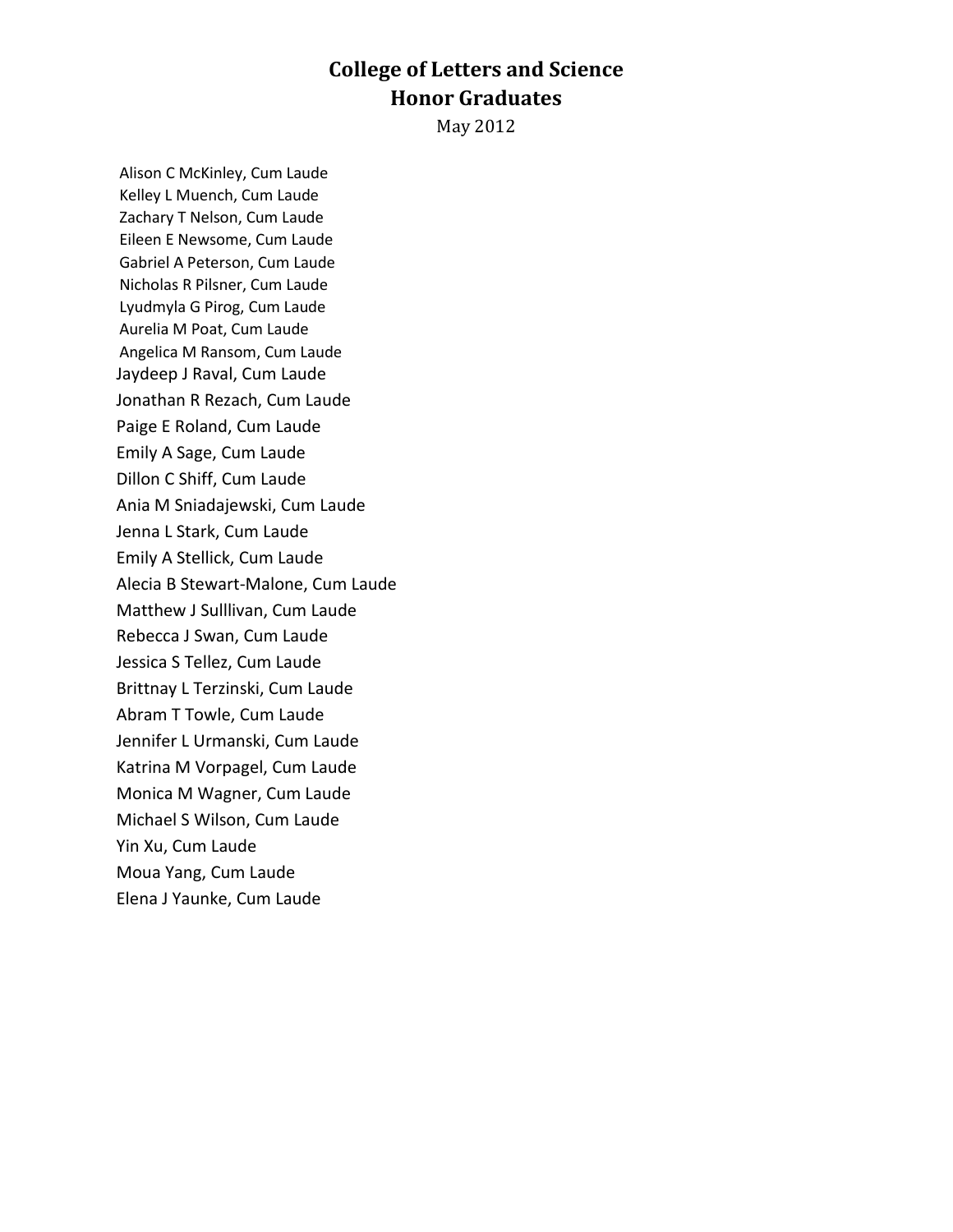## College of Letters and Science
## Honor Graduates

May 2012

Alison C McKinley, Cum Laude
Kelley L Muench, Cum Laude
Zachary T Nelson, Cum Laude
Eileen E Newsome, Cum Laude
Gabriel A Peterson, Cum Laude
Nicholas R Pilsner, Cum Laude
Lyudmyla G Pirog, Cum Laude
Aurelia M Poat, Cum Laude
Angelica M Ransom, Cum Laude
Jaydeep J Raval, Cum Laude
Jonathan R Rezach, Cum Laude
Paige E Roland, Cum Laude
Emily A Sage, Cum Laude
Dillon C Shiff, Cum Laude
Ania M Sniadajewski, Cum Laude
Jenna L Stark, Cum Laude
Emily A Stellick, Cum Laude
Alecia B Stewart-Malone, Cum Laude
Matthew J Sulllivan, Cum Laude
Rebecca J Swan, Cum Laude
Jessica S Tellez, Cum Laude
Brittnay L Terzinski, Cum Laude
Abram T Towle, Cum Laude
Jennifer L Urmanski, Cum Laude
Katrina M Vorpagel, Cum Laude
Monica M Wagner, Cum Laude
Michael S Wilson, Cum Laude
Yin Xu, Cum Laude
Moua Yang, Cum Laude
Elena J Yaunke, Cum Laude